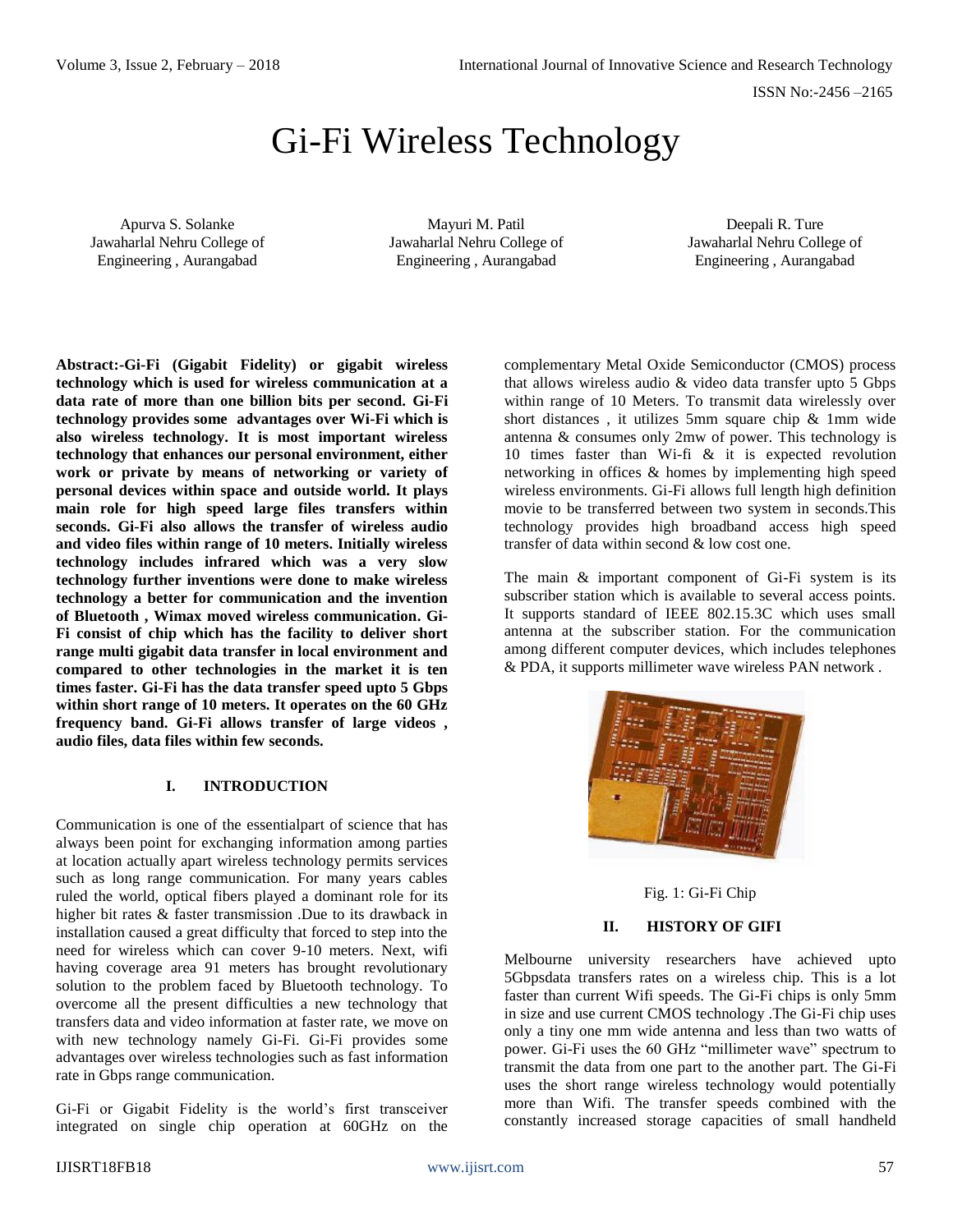# Gi-Fi Wireless Technology

Apurva S. Solanke
Jawaharlal Nehru College of Engineering , Aurangabad

Mayuri M. Patil
Jawaharlal Nehru College of Engineering , Aurangabad

Deepali R. Ture
Jawaharlal Nehru College of Engineering , Aurangabad

**Abstract:-Gi-Fi (Gigabit Fidelity) or gigabit wireless technology which is used for wireless communication at a data rate of more than one billion bits per second. Gi-Fi technology provides some advantages over Wi-Fi which is also wireless technology. It is most important wireless technology that enhances our personal environment, either work or private by means of networking or variety of personal devices within space and outside world. It plays main role for high speed large files transfers within seconds. Gi-Fi also allows the transfer of wireless audio and video files within range of 10 meters. Initially wireless technology includes infrared which was a very slow technology further inventions were done to make wireless technology a better for communication and the invention of Bluetooth , Wimax moved wireless communication. Gi-Fi consist of chip which has the facility to deliver short range multi gigabit data transfer in local environment and compared to other technologies in the market it is ten times faster. Gi-Fi has the data transfer speed upto 5 Gbps within short range of 10 meters. It operates on the 60 GHz frequency band. Gi-Fi allows transfer of large videos , audio files, data files within few seconds.**

## I. INTRODUCTION

Communication is one of the essentialpart of science that has always been point for exchanging information among parties at location actually apart wireless technology permits services such as long range communication. For many years cables ruled the world, optical fibers played a dominant role for its higher bit rates & faster transmission .Due to its drawback in installation caused a great difficulty that forced to step into the need for wireless which can cover 9-10 meters. Next, wifi having coverage area 91 meters has brought revolutionary solution to the problem faced by Bluetooth technology. To overcome all the present difficulties a new technology that transfers data and video information at faster rate, we move on with new technology namely Gi-Fi. Gi-Fi provides some advantages over wireless technologies such as fast information rate in Gbps range communication.

Gi-Fi or Gigabit Fidelity is the world's first transceiver integrated on single chip operation at 60GHz on the complementary Metal Oxide Semiconductor (CMOS) process that allows wireless audio & video data transfer upto 5 Gbps within range of 10 Meters. To transmit data wirelessly over short distances , it utilizes 5mm square chip & 1mm wide antenna & consumes only 2mw of power. This technology is 10 times faster than Wi-fi & it is expected revolution networking in offices & homes by implementing high speed wireless environments. Gi-Fi allows full length high definition movie to be transferred between two system in seconds.This technology provides high broadband access high speed transfer of data within second & low cost one.

The main & important component of Gi-Fi system is its subscriber station which is available to several access points. It supports standard of IEEE 802.15.3C which uses small antenna at the subscriber station. For the communication among different computer devices, which includes telephones & PDA, it supports millimeter wave wireless PAN network .

Fig. 1: Gi-Fi Chip

## II. HISTORY OF GIFI

Melbourne university researchers have achieved upto 5Gbpsdata transfers rates on a wireless chip. This is a lot faster than current Wifi speeds. The Gi-Fi chips is only 5mm in size and use current CMOS technology .The Gi-Fi chip uses only a tiny one mm wide antenna and less than two watts of power. Gi-Fi uses the 60 GHz "millimeter wave" spectrum to transmit the data from one part to the another part. The Gi-Fi uses the short range wireless technology would potentially more than Wifi. The transfer speeds combined with the constantly increased storage capacities of small handheld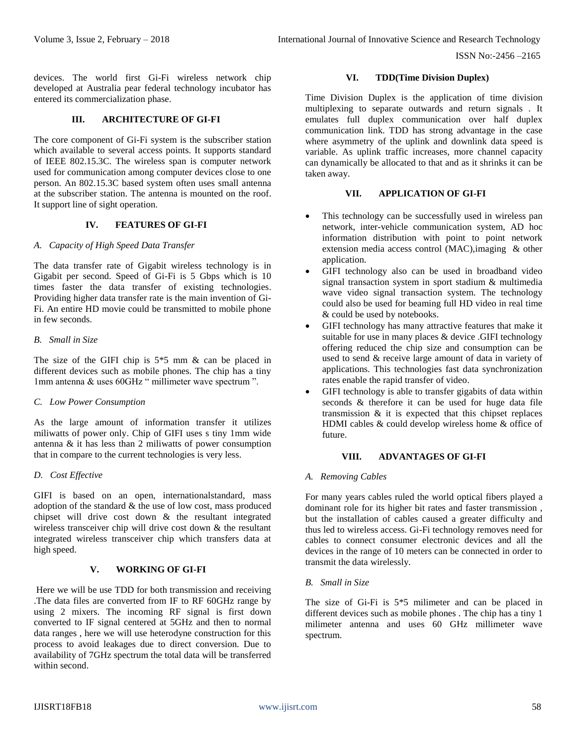devices. The world first Gi-Fi wireless network chip developed at Australia pear federal technology incubator has entered its commercialization phase.

## III. ARCHITECTURE OF GI-FI

The core component of Gi-Fi system is the subscriber station which available to several access points. It supports standard of IEEE 802.15.3C. The wireless span is computer network used for communication among computer devices close to one person. An 802.15.3C based system often uses small antenna at the subscriber station. The antenna is mounted on the roof. It support line of sight operation.

## IV. FEATURES OF GI-FI

### *A. Capacity of High Speed Data Transfer*

The data transfer rate of Gigabit wireless technology is in Gigabit per second. Speed of Gi-Fi is 5 Gbps which is 10 times faster the data transfer of existing technologies. Providing higher data transfer rate is the main invention of Gi-Fi. An entire HD movie could be transmitted to mobile phone in few seconds.

### *B. Small in Size*

The size of the GIFI chip is 5*5 mm & can be placed in different devices such as mobile phones. The chip has a tiny 1mm antenna & uses 60GHz " millimeter wave spectrum ".

### *C. Low Power Consumption*

As the large amount of information transfer it utilizes miliwatts of power only. Chip of GIFI uses s tiny 1mm wide antenna & it has less than 2 miliwatts of power consumption that in compare to the current technologies is very less.

### *D. Cost Effective*

GIFI is based on an open, internationalstandard, mass adoption of the standard & the use of low cost, mass produced chipset will drive cost down & the resultant integrated wireless transceiver chip will drive cost down & the resultant integrated wireless transceiver chip which transfers data at high speed.

## V. WORKING OF GI-FI

Here we will be use TDD for both transmission and receiving .The data files are converted from IF to RF 60GHz range by using 2 mixers. The incoming RF signal is first down converted to IF signal centered at 5GHz and then to normal data ranges , here we will use heterodyne construction for this process to avoid leakages due to direct conversion. Due to availability of 7GHz spectrum the total data will be transferred within second.

## VI. TDD(Time Division Duplex)

Time Division Duplex is the application of time division multiplexing to separate outwards and return signals . It emulates full duplex communication over half duplex communication link. TDD has strong advantage in the case where asymmetry of the uplink and downlink data speed is variable. As uplink traffic increases, more channel capacity can dynamically be allocated to that and as it shrinks it can be taken away.

## VII. APPLICATION OF GI-FI

- This technology can be successfully used in wireless pan network, inter-vehicle communication system, AD hoc information distribution with point to point network extension media access control (MAC),imaging & other application.
- GIFI technology also can be used in broadband video signal transaction system in sport stadium & multimedia wave video signal transaction system. The technology could also be used for beaming full HD video in real time & could be used by notebooks.
- GIFI technology has many attractive features that make it suitable for use in many places & device .GIFI technology offering reduced the chip size and consumption can be used to send & receive large amount of data in variety of applications. This technologies fast data synchronization rates enable the rapid transfer of video.
- GIFI technology is able to transfer gigabits of data within seconds & therefore it can be used for huge data file transmission & it is expected that this chipset replaces HDMI cables & could develop wireless home & office of future.

## VIII. ADVANTAGES OF GI-FI

### *A. Removing Cables*

For many years cables ruled the world optical fibers played a dominant role for its higher bit rates and faster transmission , but the installation of cables caused a greater difficulty and thus led to wireless access. Gi-Fi technology removes need for cables to connect consumer electronic devices and all the devices in the range of 10 meters can be connected in order to transmit the data wirelessly.

### *B. Small in Size*

The size of Gi-Fi is 5*5 milimeter and can be placed in different devices such as mobile phones . The chip has a tiny 1 milimeter antenna and uses 60 GHz millimeter wave spectrum.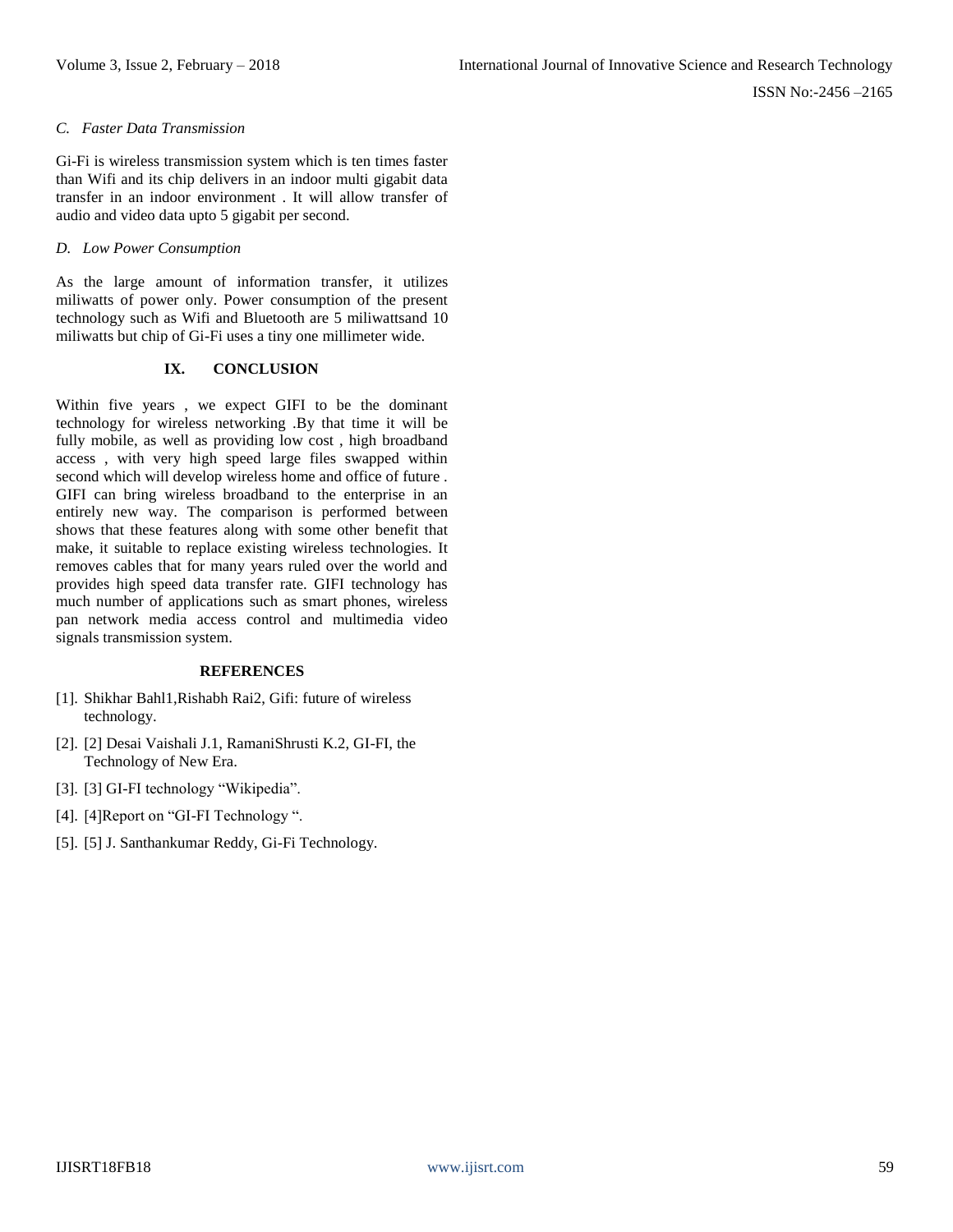### *C. Faster Data Transmission*

Gi-Fi is wireless transmission system which is ten times faster than Wifi and its chip delivers in an indoor multi gigabit data transfer in an indoor environment . It will allow transfer of audio and video data upto 5 gigabit per second.

### *D. Low Power Consumption*

As the large amount of information transfer, it utilizes miliwatts of power only. Power consumption of the present technology such as Wifi and Bluetooth are 5 miliwattsand 10 miliwatts but chip of Gi-Fi uses a tiny one millimeter wide.

## IX. CONCLUSION

Within five years , we expect GIFI to be the dominant technology for wireless networking .By that time it will be fully mobile, as well as providing low cost , high broadband access , with very high speed large files swapped within second which will develop wireless home and office of future . GIFI can bring wireless broadband to the enterprise in an entirely new way. The comparison is performed between shows that these features along with some other benefit that make, it suitable to replace existing wireless technologies. It removes cables that for many years ruled over the world and provides high speed data transfer rate. GIFI technology has much number of applications such as smart phones, wireless pan network media access control and multimedia video signals transmission system.

## REFERENCES

[1]. Shikhar Bahl1,Rishabh Rai2, Gifi: future of wireless technology.

[2]. [2] Desai Vaishali J.1, RamaniShrusti K.2, GI-FI, the Technology of New Era.

[3]. [3] GI-FI technology “Wikipedia”.

[4]. [4]Report on “GI-FI Technology “.

[5]. [5] J. Santhankumar Reddy, Gi-Fi Technology.